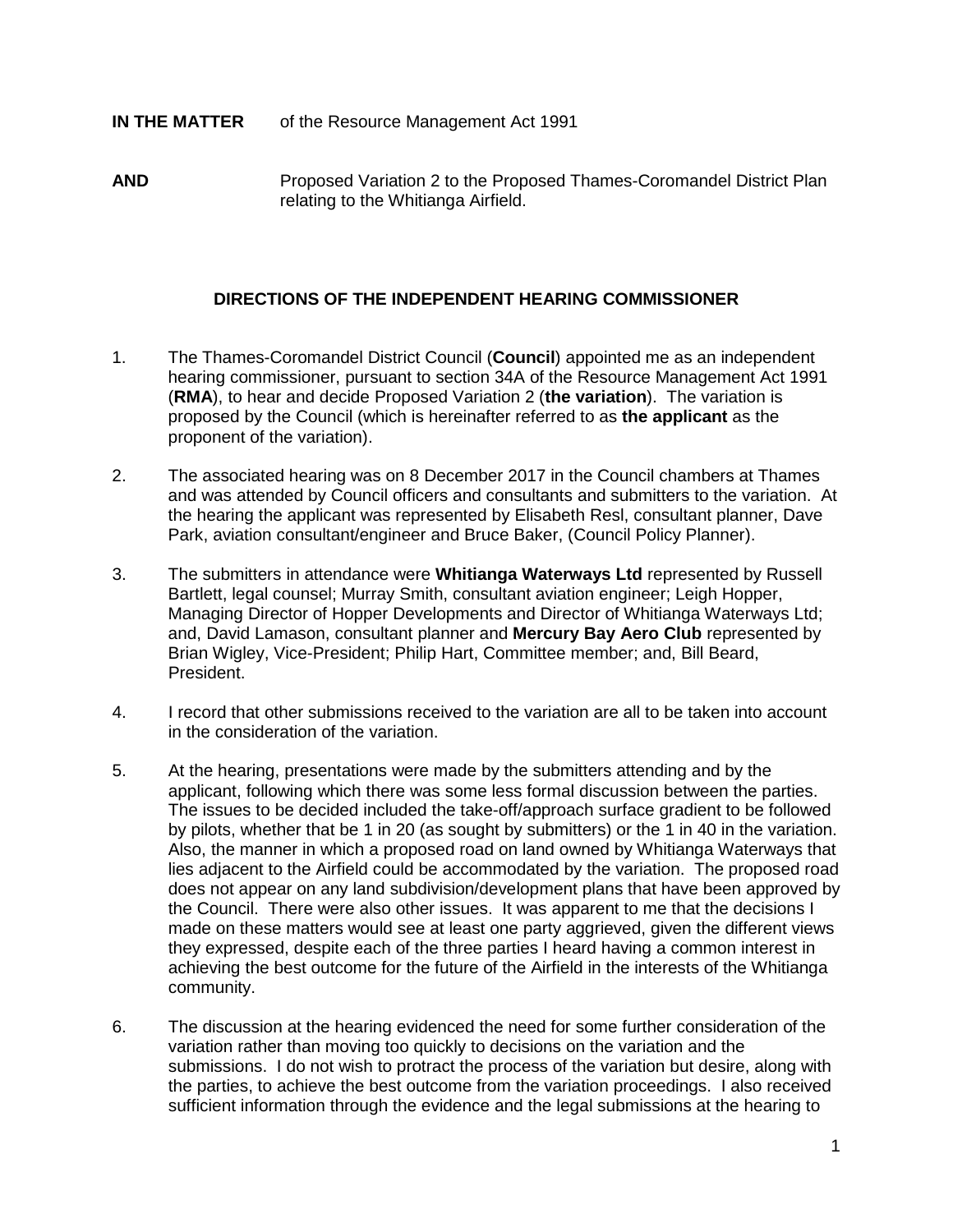**IN THE MATTER** of the Resource Management Act 1991

**AND** Proposed Variation 2 to the Proposed Thames-Coromandel District Plan relating to the Whitianga Airfield.

## DIRECTIONS OF THE INDEPENDENT HEARING COMMISSIONER

1. The Thames-Coromandel District Council (**Council**) appointed me as an independent hearing commissioner, pursuant to section 34A of the Resource Management Act 1991 (**RMA**), to hear and decide Proposed Variation 2 (**the variation**). The variation is proposed by the Council (which is hereinafter referred to as **the applicant** as the proponent of the variation).

2. The associated hearing was on 8 December 2017 in the Council chambers at Thames and was attended by Council officers and consultants and submitters to the variation. At the hearing the applicant was represented by Elisabeth Resl, consultant planner, Dave Park, aviation consultant/engineer and Bruce Baker, (Council Policy Planner).

3. The submitters in attendance were **Whitianga Waterways Ltd** represented by Russell Bartlett, legal counsel; Murray Smith, consultant aviation engineer; Leigh Hopper, Managing Director of Hopper Developments and Director of Whitianga Waterways Ltd; and, David Lamason, consultant planner and **Mercury Bay Aero Club** represented by Brian Wigley, Vice-President; Philip Hart, Committee member; and, Bill Beard, President.

4. I record that other submissions received to the variation are all to be taken into account in the consideration of the variation.

5. At the hearing, presentations were made by the submitters attending and by the applicant, following which there was some less formal discussion between the parties. The issues to be decided included the take-off/approach surface gradient to be followed by pilots, whether that be 1 in 20 (as sought by submitters) or the 1 in 40 in the variation. Also, the manner in which a proposed road on land owned by Whitianga Waterways that lies adjacent to the Airfield could be accommodated by the variation. The proposed road does not appear on any land subdivision/development plans that have been approved by the Council. There were also other issues. It was apparent to me that the decisions I made on these matters would see at least one party aggrieved, given the different views they expressed, despite each of the three parties I heard having a common interest in achieving the best outcome for the future of the Airfield in the interests of the Whitianga community.

6. The discussion at the hearing evidenced the need for some further consideration of the variation rather than moving too quickly to decisions on the variation and the submissions. I do not wish to protract the process of the variation but desire, along with the parties, to achieve the best outcome from the variation proceedings. I also received sufficient information through the evidence and the legal submissions at the hearing to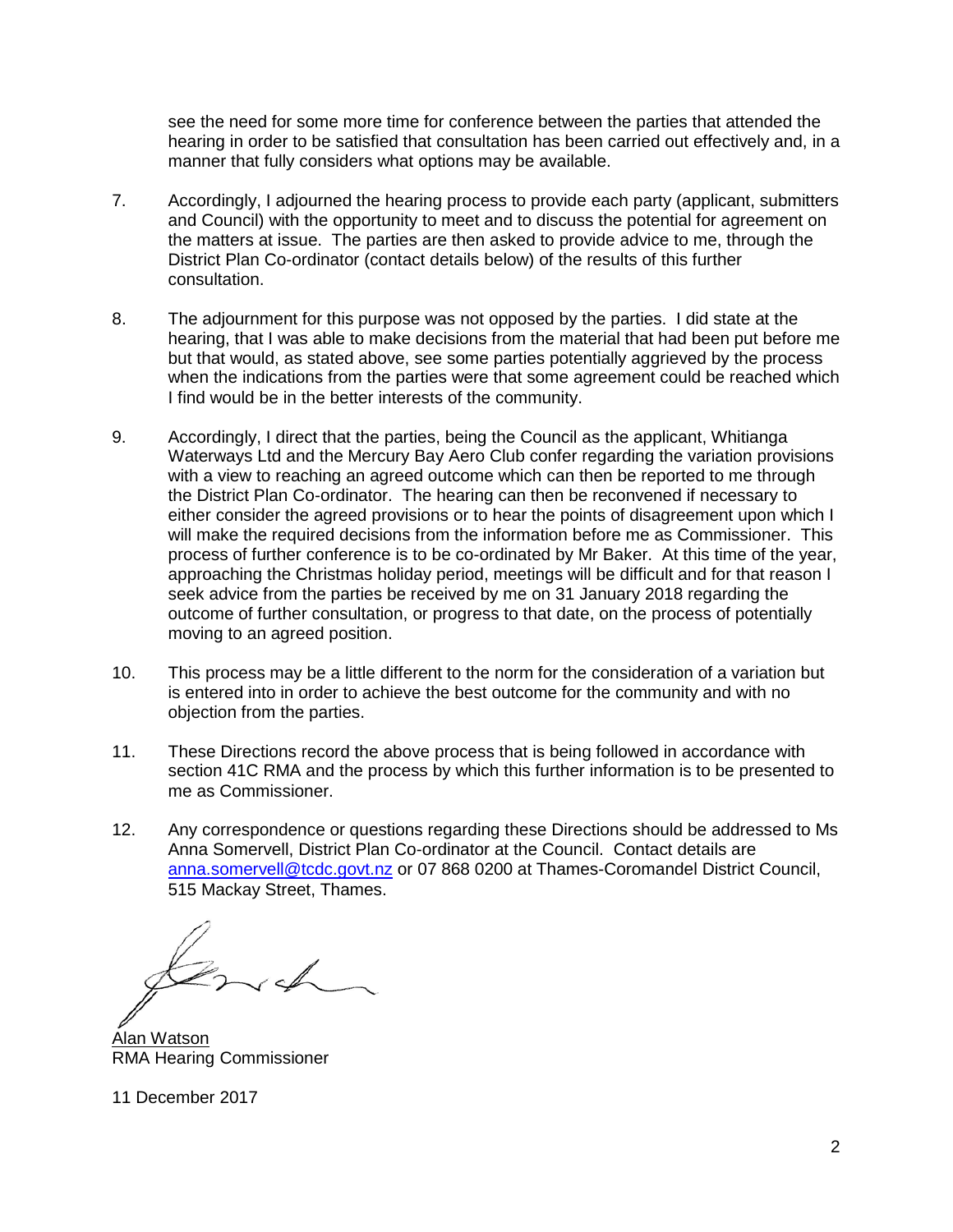see the need for some more time for conference between the parties that attended the hearing in order to be satisfied that consultation has been carried out effectively and, in a manner that fully considers what options may be available.

7. Accordingly, I adjourned the hearing process to provide each party (applicant, submitters and Council) with the opportunity to meet and to discuss the potential for agreement on the matters at issue. The parties are then asked to provide advice to me, through the District Plan Co-ordinator (contact details below) of the results of this further consultation.

8. The adjournment for this purpose was not opposed by the parties. I did state at the hearing, that I was able to make decisions from the material that had been put before me but that would, as stated above, see some parties potentially aggrieved by the process when the indications from the parties were that some agreement could be reached which I find would be in the better interests of the community.

9. Accordingly, I direct that the parties, being the Council as the applicant, Whitianga Waterways Ltd and the Mercury Bay Aero Club confer regarding the variation provisions with a view to reaching an agreed outcome which can then be reported to me through the District Plan Co-ordinator. The hearing can then be reconvened if necessary to either consider the agreed provisions or to hear the points of disagreement upon which I will make the required decisions from the information before me as Commissioner. This process of further conference is to be co-ordinated by Mr Baker. At this time of the year, approaching the Christmas holiday period, meetings will be difficult and for that reason I seek advice from the parties be received by me on 31 January 2018 regarding the outcome of further consultation, or progress to that date, on the process of potentially moving to an agreed position.

10. This process may be a little different to the norm for the consideration of a variation but is entered into in order to achieve the best outcome for the community and with no objection from the parties.

11. These Directions record the above process that is being followed in accordance with section 41C RMA and the process by which this further information is to be presented to me as Commissioner.

12. Any correspondence or questions regarding these Directions should be addressed to Ms Anna Somervell, District Plan Co-ordinator at the Council. Contact details are anna.somervell@tcdc.govt.nz or 07 868 0200 at Thames-Coromandel District Council, 515 Mackay Street, Thames.

Alan Watson
RMA Hearing Commissioner

11 December 2017